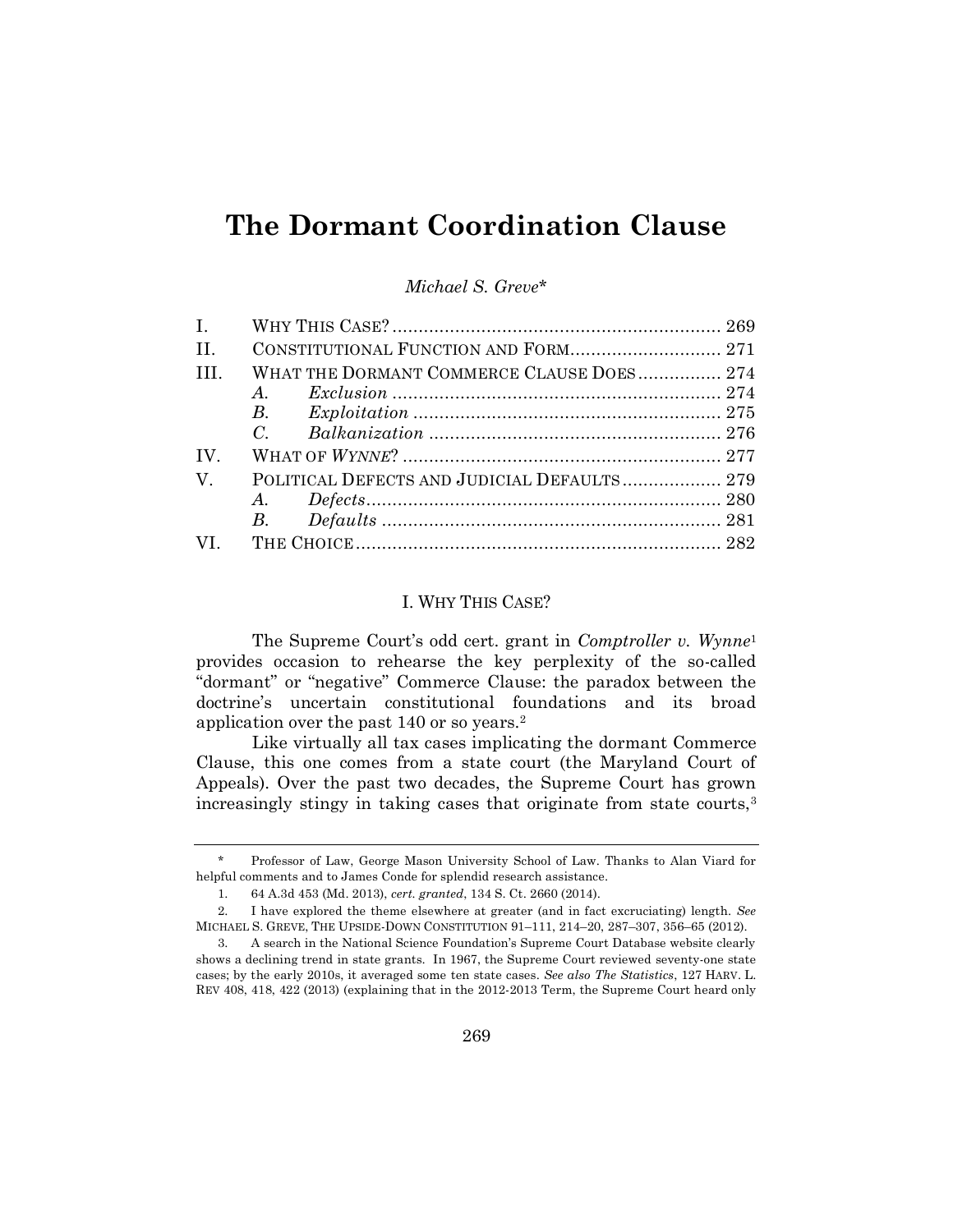# The Dormant Coordination Clause

*Michael S. Greve*\*

| | | |
|---|---|---|
| I. | WHY THIS CASE? | 269 |
| II. | CONSTITUTIONAL FUNCTION AND FORM | 271 |
| III. | WHAT THE DORMANT COMMERCE CLAUSE DOES | 274 |
| | *A. Exclusion* | 274 |
| | *B. Exploitation* | 275 |
| | *C. Balkanization* | 276 |
| IV. | WHAT OF *WYNNE*? | 277 |
| V. | POLITICAL DEFECTS AND JUDICIAL DEFAULTS | 279 |
| | *A. Defects* | 280 |
| | *B. Defaults* | 281 |
| VI. | THE CHOICE | 282 |

## I. WHY THIS CASE?

The Supreme Court's odd cert. grant in *Comptroller v. Wynne*[1] provides occasion to rehearse the key perplexity of the so-called "dormant" or "negative" Commerce Clause: the paradox between the doctrine's uncertain constitutional foundations and its broad application over the past 140 or so years.[2]

Like virtually all tax cases implicating the dormant Commerce Clause, this one comes from a state court (the Maryland Court of Appeals). Over the past two decades, the Supreme Court has grown increasingly stingy in taking cases that originate from state courts,[3]

---

\* Professor of Law, George Mason University School of Law. Thanks to Alan Viard for helpful comments and to James Conde for splendid research assistance.

1. 64 A.3d 453 (Md. 2013), *cert. granted*, 134 S. Ct. 2660 (2014).

2. I have explored the theme elsewhere at greater (and in fact excruciating) length. *See* MICHAEL S. GREVE, THE UPSIDE-DOWN CONSTITUTION 91–111, 214–20, 287–307, 356–65 (2012).

3. A search in the National Science Foundation's Supreme Court Database website clearly shows a declining trend in state grants. In 1967, the Supreme Court reviewed seventy-one state cases; by the early 2010s, it averaged some ten state cases. *See also The Statistics*, 127 HARV. L. REV 408, 418, 422 (2013) (explaining that in the 2012-2013 Term, the Supreme Court heard only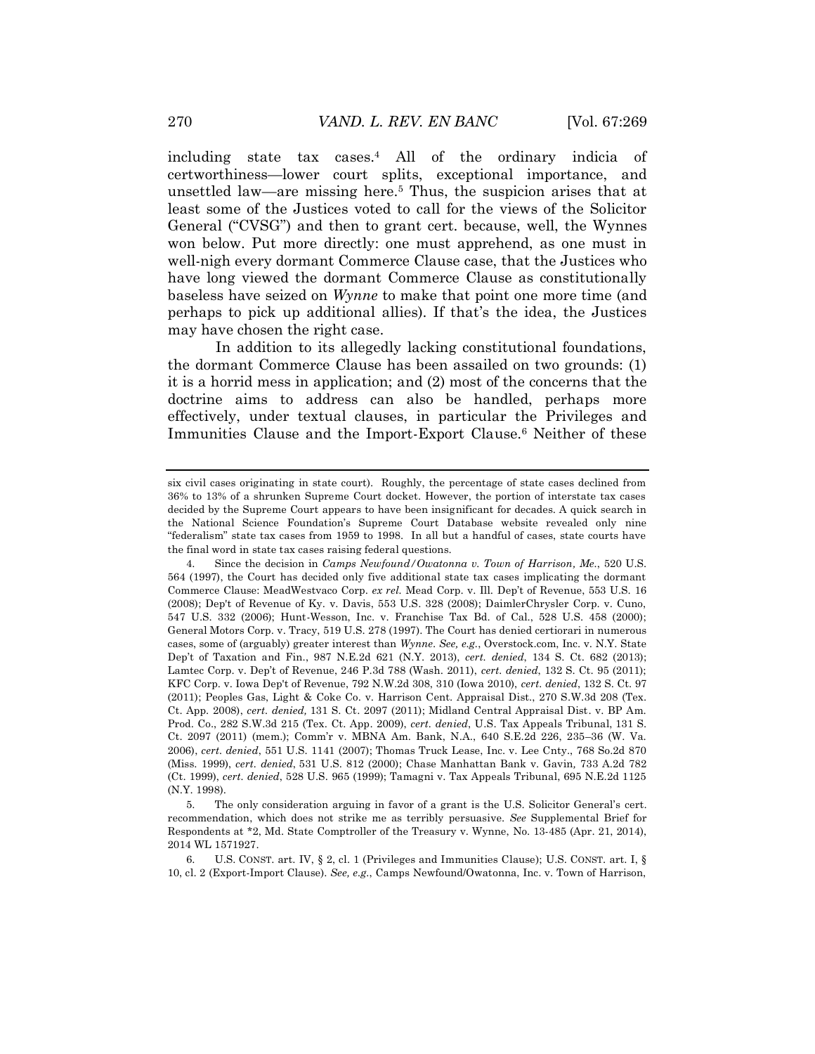including state tax cases.[4] All of the ordinary indicia of certworthiness—lower court splits, exceptional importance, and unsettled law—are missing here.[5] Thus, the suspicion arises that at least some of the Justices voted to call for the views of the Solicitor General ("CVSG") and then to grant cert. because, well, the Wynnes won below. Put more directly: one must apprehend, as one must in well-nigh every dormant Commerce Clause case, that the Justices who have long viewed the dormant Commerce Clause as constitutionally baseless have seized on *Wynne* to make that point one more time (and perhaps to pick up additional allies). If that's the idea, the Justices may have chosen the right case.

In addition to its allegedly lacking constitutional foundations, the dormant Commerce Clause has been assailed on two grounds: (1) it is a horrid mess in application; and (2) most of the concerns that the doctrine aims to address can also be handled, perhaps more effectively, under textual clauses, in particular the Privileges and Immunities Clause and the Import-Export Clause.[6] Neither of these

---

six civil cases originating in state court). Roughly, the percentage of state cases declined from 36% to 13% of a shrunken Supreme Court docket. However, the portion of interstate tax cases decided by the Supreme Court appears to have been insignificant for decades. A quick search in the National Science Foundation's Supreme Court Database website revealed only nine "federalism" state tax cases from 1959 to 1998. In all but a handful of cases, state courts have the final word in state tax cases raising federal questions.

4. Since the decision in *Camps Newfound/Owatonna v. Town of Harrison, Me.*, 520 U.S. 564 (1997), the Court has decided only five additional state tax cases implicating the dormant Commerce Clause: MeadWestvaco Corp. *ex rel.* Mead Corp. v. Ill. Dep't of Revenue, 553 U.S. 16 (2008); Dep't of Revenue of Ky. v. Davis, 553 U.S. 328 (2008); DaimlerChrysler Corp. v. Cuno, 547 U.S. 332 (2006); Hunt-Wesson, Inc. v. Franchise Tax Bd. of Cal., 528 U.S. 458 (2000); General Motors Corp. v. Tracy, 519 U.S. 278 (1997). The Court has denied certiorari in numerous cases, some of (arguably) greater interest than *Wynne*. *See, e.g.*, Overstock.com, Inc. v. N.Y. State Dep't of Taxation and Fin., 987 N.E.2d 621 (N.Y. 2013), *cert. denied*, 134 S. Ct. 682 (2013); Lamtec Corp. v. Dep't of Revenue, 246 P.3d 788 (Wash. 2011), *cert. denied*, 132 S. Ct. 95 (2011); KFC Corp. v. Iowa Dep't of Revenue, 792 N.W.2d 308, 310 (Iowa 2010), *cert. denied*, 132 S. Ct. 97 (2011); Peoples Gas, Light & Coke Co. v. Harrison Cent. Appraisal Dist., 270 S.W.3d 208 (Tex. Ct. App. 2008), *cert. denied,* 131 S. Ct. 2097 (2011); Midland Central Appraisal Dist. v. BP Am. Prod. Co., 282 S.W.3d 215 (Tex. Ct. App. 2009), *cert. denied*, U.S. Tax Appeals Tribunal, 131 S. Ct. 2097 (2011) (mem.); Comm'r v. MBNA Am. Bank, N.A., 640 S.E.2d 226, 235–36 (W. Va. 2006), *cert. denied*, 551 U.S. 1141 (2007); Thomas Truck Lease, Inc. v. Lee Cnty., 768 So.2d 870 (Miss. 1999), *cert. denied*, 531 U.S. 812 (2000); Chase Manhattan Bank v. Gavin*,* 733 A.2d 782 (Ct. 1999), *cert. denied*, 528 U.S. 965 (1999); Tamagni v. Tax Appeals Tribunal, 695 N.E.2d 1125 (N.Y. 1998).

5. The only consideration arguing in favor of a grant is the U.S. Solicitor General's cert. recommendation, which does not strike me as terribly persuasive. *See* Supplemental Brief for Respondents at *2, Md. State Comptroller of the Treasury v. Wynne, No. 13-485 (Apr. 21, 2014), 2014 WL 1571927.

6. U.S. CONST. art. IV, § 2, cl. 1 (Privileges and Immunities Clause); U.S. CONST. art. I, § 10, cl. 2 (Export-Import Clause). *See, e.g.*, Camps Newfound/Owatonna, Inc. v. Town of Harrison,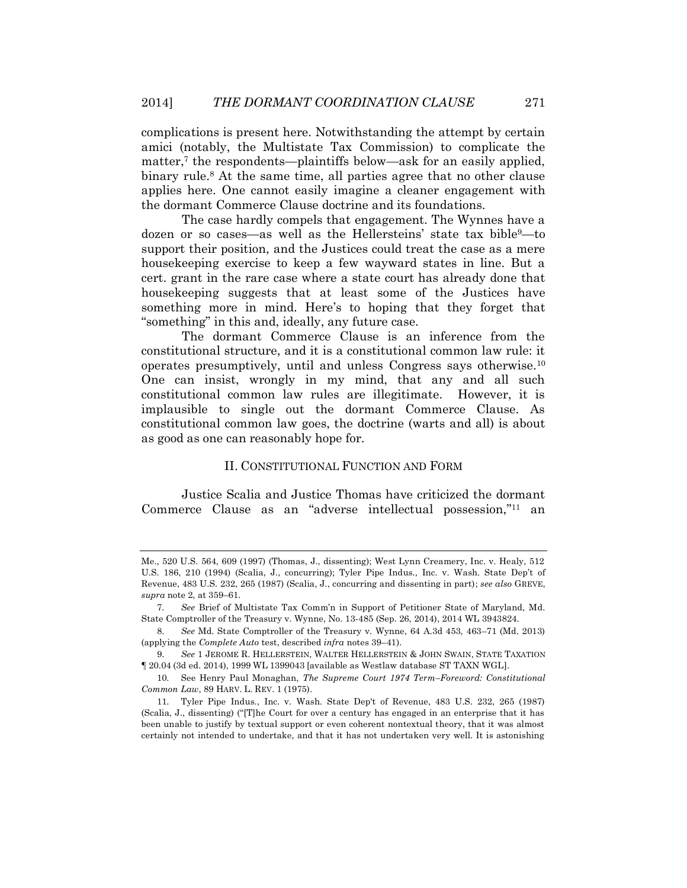complications is present here. Notwithstanding the attempt by certain amici (notably, the Multistate Tax Commission) to complicate the matter,[7] the respondents—plaintiffs below—ask for an easily applied, binary rule.[8] At the same time, all parties agree that no other clause applies here. One cannot easily imagine a cleaner engagement with the dormant Commerce Clause doctrine and its foundations.

The case hardly compels that engagement. The Wynnes have a dozen or so cases—as well as the Hellersteins' state tax bible[9]—to support their position, and the Justices could treat the case as a mere housekeeping exercise to keep a few wayward states in line. But a cert. grant in the rare case where a state court has already done that housekeeping suggests that at least some of the Justices have something more in mind. Here's to hoping that they forget that "something" in this and, ideally, any future case.

The dormant Commerce Clause is an inference from the constitutional structure, and it is a constitutional common law rule: it operates presumptively, until and unless Congress says otherwise.[10] One can insist, wrongly in my mind, that any and all such constitutional common law rules are illegitimate. However, it is implausible to single out the dormant Commerce Clause. As constitutional common law goes, the doctrine (warts and all) is about as good as one can reasonably hope for.

## II. CONSTITUTIONAL FUNCTION AND FORM

Justice Scalia and Justice Thomas have criticized the dormant Commerce Clause as an "adverse intellectual possession,"[11] an

---

Me., 520 U.S. 564, 609 (1997) (Thomas, J., dissenting); West Lynn Creamery, Inc. v. Healy, 512 U.S. 186, 210 (1994) (Scalia, J., concurring); Tyler Pipe Indus., Inc. v. Wash. State Dep't of Revenue, 483 U.S. 232, 265 (1987) (Scalia, J., concurring and dissenting in part); *see also* GREVE, *supra* note 2, at 359–61.

7. *See* Brief of Multistate Tax Comm'n in Support of Petitioner State of Maryland, Md. State Comptroller of the Treasury v. Wynne, No. 13-485 (Sep. 26, 2014), 2014 WL 3943824.

8. *See* Md. State Comptroller of the Treasury v. Wynne, 64 A.3d 453, 463–71 (Md. 2013) (applying the *Complete Auto* test, described *infra* notes 39–41).

9. *See* 1 JEROME R. HELLERSTEIN, WALTER HELLERSTEIN & JOHN SWAIN, STATE TAXATION ¶ 20.04 (3d ed. 2014), 1999 WL 1399043 [available as Westlaw database ST TAXN WGL].

10. See Henry Paul Monaghan, *The Supreme Court 1974 Term–Foreword: Constitutional Common Law*, 89 HARV. L. REV. 1 (1975).

11. Tyler Pipe Indus., Inc. v. Wash. State Dep't of Revenue, 483 U.S. 232, 265 (1987) (Scalia, J., dissenting) ("[T]he Court for over a century has engaged in an enterprise that it has been unable to justify by textual support or even coherent nontextual theory, that it was almost certainly not intended to undertake, and that it has not undertaken very well. It is astonishing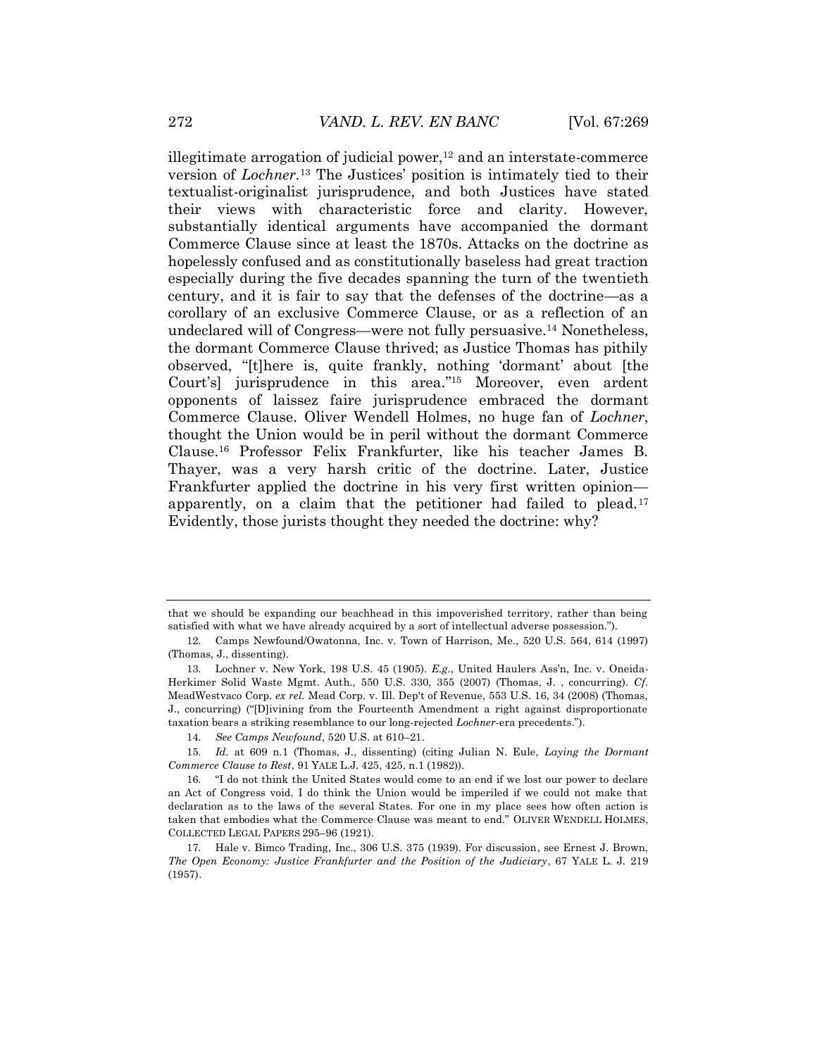illegitimate arrogation of judicial power,[12] and an interstate-commerce version of *Lochner*.[13] The Justices' position is intimately tied to their textualist-originalist jurisprudence, and both Justices have stated their views with characteristic force and clarity. However, substantially identical arguments have accompanied the dormant Commerce Clause since at least the 1870s. Attacks on the doctrine as hopelessly confused and as constitutionally baseless had great traction especially during the five decades spanning the turn of the twentieth century, and it is fair to say that the defenses of the doctrine—as a corollary of an exclusive Commerce Clause, or as a reflection of an undeclared will of Congress—were not fully persuasive.[14] Nonetheless, the dormant Commerce Clause thrived; as Justice Thomas has pithily observed, "[t]here is, quite frankly, nothing 'dormant' about [the Court's] jurisprudence in this area."[15] Moreover, even ardent opponents of laissez faire jurisprudence embraced the dormant Commerce Clause. Oliver Wendell Holmes, no huge fan of *Lochner*, thought the Union would be in peril without the dormant Commerce Clause.[16] Professor Felix Frankfurter, like his teacher James B. Thayer, was a very harsh critic of the doctrine. Later, Justice Frankfurter applied the doctrine in his very first written opinion—apparently, on a claim that the petitioner had failed to plead.[17] Evidently, those jurists thought they needed the doctrine: why?

---

that we should be expanding our beachhead in this impoverished territory, rather than being satisfied with what we have already acquired by a sort of intellectual adverse possession.").

12. Camps Newfound/Owatonna, Inc. v. Town of Harrison, Me., 520 U.S. 564, 614 (1997) (Thomas, J., dissenting).

13. Lochner v. New York, 198 U.S. 45 (1905). *E.g.*, United Haulers Ass'n, Inc. v. Oneida-Herkimer Solid Waste Mgmt. Auth., 550 U.S. 330, 355 (2007) (Thomas, J. , concurring). *Cf.* MeadWestvaco Corp. *ex rel.* Mead Corp. v. Ill. Dep't of Revenue, 553 U.S. 16, 34 (2008) (Thomas, J., concurring) ("[D]ivining from the Fourteenth Amendment a right against disproportionate taxation bears a striking resemblance to our long-rejected *Lochner*-era precedents.").

14. *See Camps Newfound*, 520 U.S. at 610–21.

15. *Id.* at 609 n.1 (Thomas, J., dissenting) (citing Julian N. Eule, *Laying the Dormant Commerce Clause to Rest*, 91 YALE L.J. 425, 425, n.1 (1982)).

16. "I do not think the United States would come to an end if we lost our power to declare an Act of Congress void. I do think the Union would be imperiled if we could not make that declaration as to the laws of the several States. For one in my place sees how often action is taken that embodies what the Commerce Clause was meant to end." OLIVER WENDELL HOLMES, COLLECTED LEGAL PAPERS 295–96 (1921).

17. Hale v. Bimco Trading, Inc., 306 U.S. 375 (1939). For discussion, see Ernest J. Brown, *The Open Economy: Justice Frankfurter and the Position of the Judiciary*, 67 YALE L. J. 219 (1957).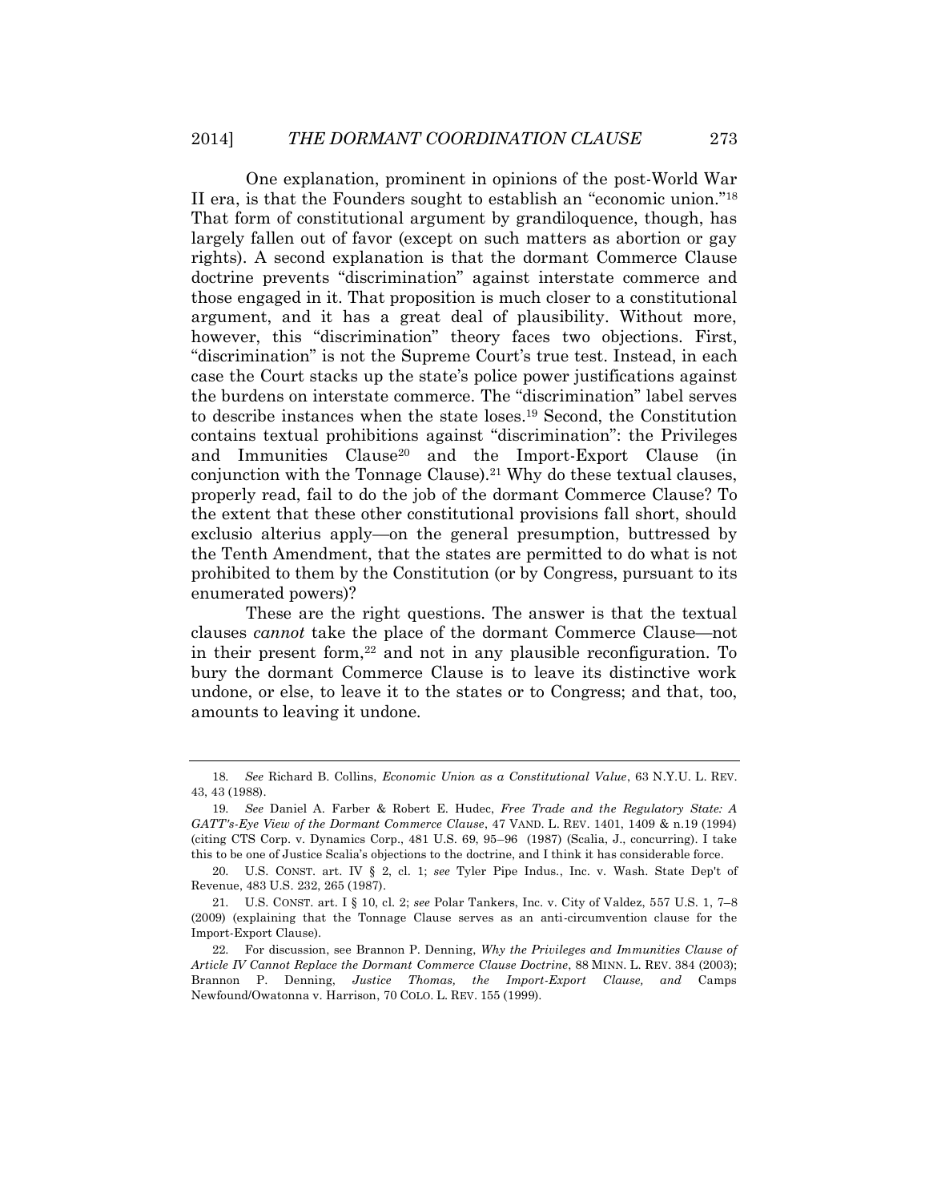One explanation, prominent in opinions of the post-World War II era, is that the Founders sought to establish an "economic union."[18] That form of constitutional argument by grandiloquence, though, has largely fallen out of favor (except on such matters as abortion or gay rights). A second explanation is that the dormant Commerce Clause doctrine prevents "discrimination" against interstate commerce and those engaged in it. That proposition is much closer to a constitutional argument, and it has a great deal of plausibility. Without more, however, this "discrimination" theory faces two objections. First, "discrimination" is not the Supreme Court's true test. Instead, in each case the Court stacks up the state's police power justifications against the burdens on interstate commerce. The "discrimination" label serves to describe instances when the state loses.[19] Second, the Constitution contains textual prohibitions against "discrimination": the Privileges and Immunities Clause[20] and the Import-Export Clause (in conjunction with the Tonnage Clause).[21] Why do these textual clauses, properly read, fail to do the job of the dormant Commerce Clause? To the extent that these other constitutional provisions fall short, should exclusio alterius apply—on the general presumption, buttressed by the Tenth Amendment, that the states are permitted to do what is not prohibited to them by the Constitution (or by Congress, pursuant to its enumerated powers)?

These are the right questions. The answer is that the textual clauses *cannot* take the place of the dormant Commerce Clause—not in their present form,[22] and not in any plausible reconfiguration. To bury the dormant Commerce Clause is to leave its distinctive work undone, or else, to leave it to the states or to Congress; and that, too, amounts to leaving it undone.

---

18. *See* Richard B. Collins, *Economic Union as a Constitutional Value*, 63 N.Y.U. L. REV. 43, 43 (1988).

19. *See* Daniel A. Farber & Robert E. Hudec, *Free Trade and the Regulatory State: A GATT's-Eye View of the Dormant Commerce Clause*, 47 VAND. L. REV. 1401, 1409 & n.19 (1994) (citing CTS Corp. v. Dynamics Corp., 481 U.S. 69, 95–96 (1987) (Scalia, J., concurring). I take this to be one of Justice Scalia's objections to the doctrine, and I think it has considerable force.

20. U.S. CONST. art. IV § 2, cl. 1; *see* Tyler Pipe Indus., Inc. v. Wash. State Dep't of Revenue, 483 U.S. 232, 265 (1987).

21. U.S. CONST. art. I § 10, cl. 2; *see* Polar Tankers, Inc. v. City of Valdez, 557 U.S. 1, 7–8 (2009) (explaining that the Tonnage Clause serves as an anti-circumvention clause for the Import-Export Clause).

22. For discussion, see Brannon P. Denning, *Why the Privileges and Immunities Clause of Article IV Cannot Replace the Dormant Commerce Clause Doctrine*, 88 MINN. L. REV. 384 (2003); Brannon P. Denning, *Justice Thomas, the Import-Export Clause, and* Camps Newfound/Owatonna v. Harrison, 70 COLO. L. REV. 155 (1999).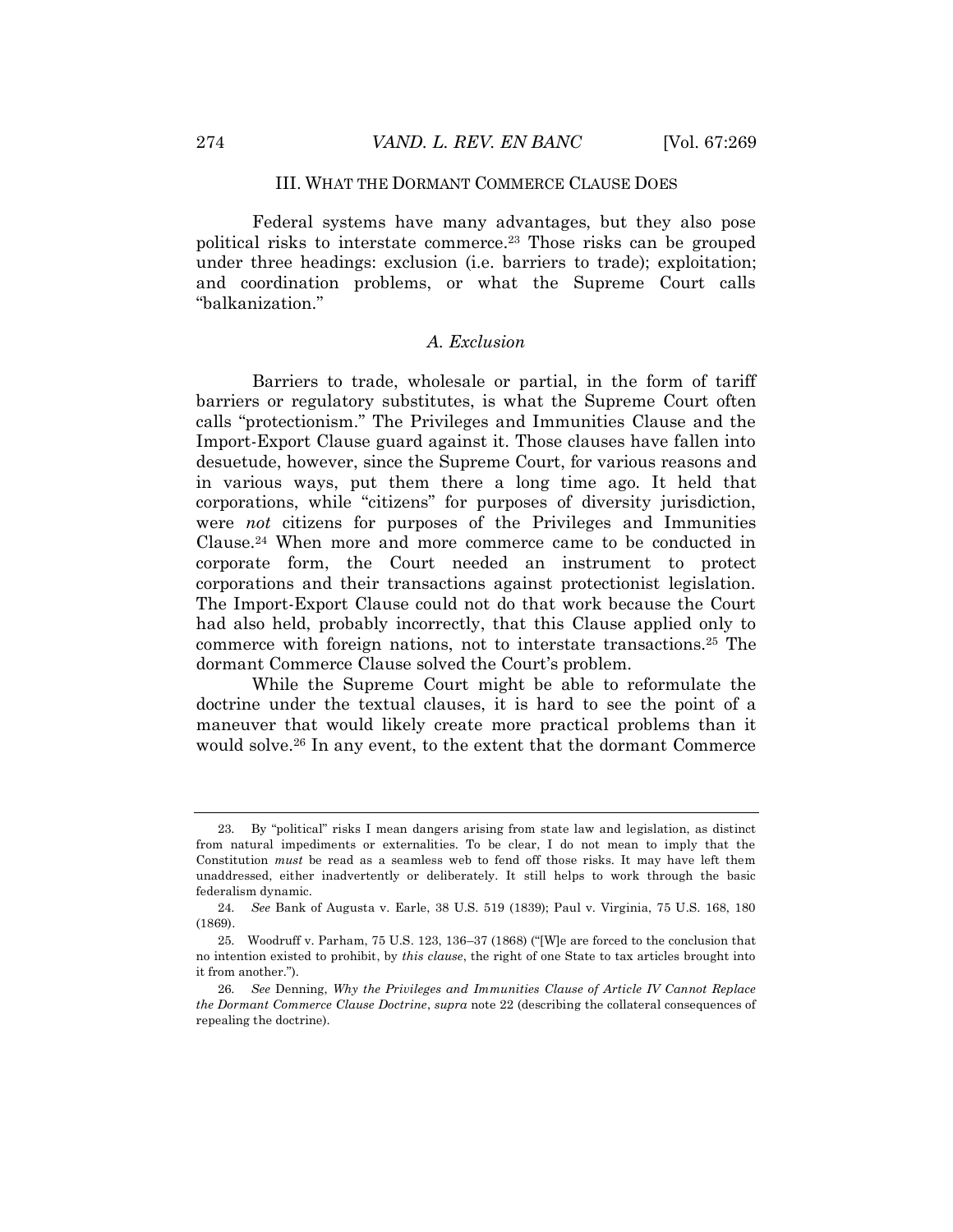## III. WHAT THE DORMANT COMMERCE CLAUSE DOES

Federal systems have many advantages, but they also pose political risks to interstate commerce.[23] Those risks can be grouped under three headings: exclusion (i.e. barriers to trade); exploitation; and coordination problems, or what the Supreme Court calls "balkanization."

### *A. Exclusion*

Barriers to trade, wholesale or partial, in the form of tariff barriers or regulatory substitutes, is what the Supreme Court often calls "protectionism." The Privileges and Immunities Clause and the Import-Export Clause guard against it. Those clauses have fallen into desuetude, however, since the Supreme Court, for various reasons and in various ways, put them there a long time ago. It held that corporations, while "citizens" for purposes of diversity jurisdiction, were *not* citizens for purposes of the Privileges and Immunities Clause.[24] When more and more commerce came to be conducted in corporate form, the Court needed an instrument to protect corporations and their transactions against protectionist legislation. The Import-Export Clause could not do that work because the Court had also held, probably incorrectly, that this Clause applied only to commerce with foreign nations, not to interstate transactions.[25] The dormant Commerce Clause solved the Court's problem.

While the Supreme Court might be able to reformulate the doctrine under the textual clauses, it is hard to see the point of a maneuver that would likely create more practical problems than it would solve.[26] In any event, to the extent that the dormant Commerce

---

23. By "political" risks I mean dangers arising from state law and legislation, as distinct from natural impediments or externalities. To be clear, I do not mean to imply that the Constitution *must* be read as a seamless web to fend off those risks. It may have left them unaddressed, either inadvertently or deliberately. It still helps to work through the basic federalism dynamic.

24. *See* Bank of Augusta v. Earle, 38 U.S. 519 (1839); Paul v. Virginia, 75 U.S. 168, 180 (1869).

25. Woodruff v. Parham, 75 U.S. 123, 136–37 (1868) ("[W]e are forced to the conclusion that no intention existed to prohibit, by *this clause*, the right of one State to tax articles brought into it from another.").

26. *See* Denning, *Why the Privileges and Immunities Clause of Article IV Cannot Replace the Dormant Commerce Clause Doctrine*, *supra* note 22 (describing the collateral consequences of repealing the doctrine).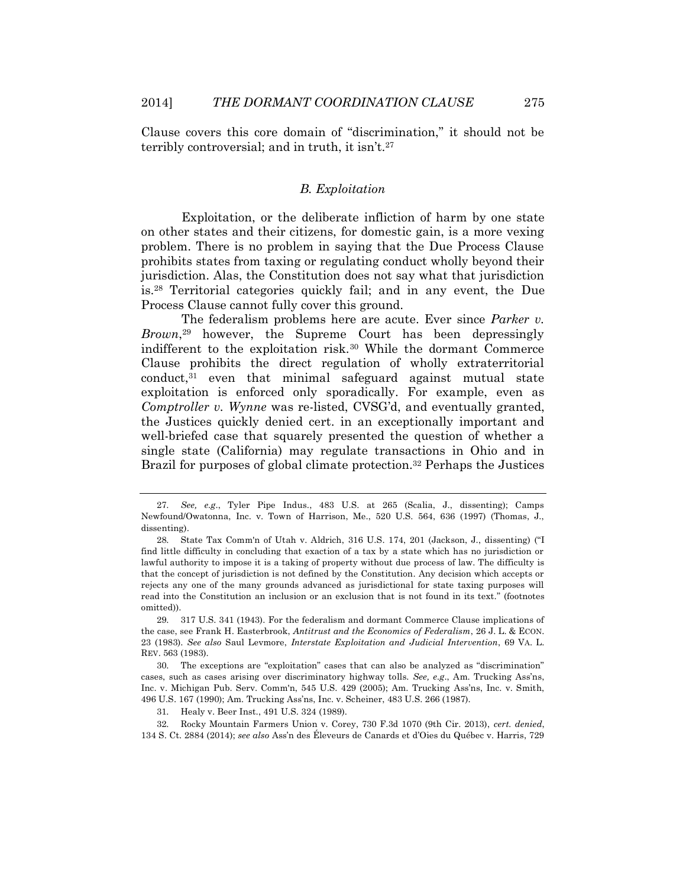Clause covers this core domain of "discrimination," it should not be terribly controversial; and in truth, it isn't.[27]

### *B. Exploitation*

Exploitation, or the deliberate infliction of harm by one state on other states and their citizens, for domestic gain, is a more vexing problem. There is no problem in saying that the Due Process Clause prohibits states from taxing or regulating conduct wholly beyond their jurisdiction. Alas, the Constitution does not say what that jurisdiction is.[28] Territorial categories quickly fail; and in any event, the Due Process Clause cannot fully cover this ground.

The federalism problems here are acute. Ever since *Parker v. Brown*,[29] however, the Supreme Court has been depressingly indifferent to the exploitation risk.[30] While the dormant Commerce Clause prohibits the direct regulation of wholly extraterritorial conduct,[31] even that minimal safeguard against mutual state exploitation is enforced only sporadically. For example, even as *Comptroller v. Wynne* was re-listed, CVSG'd, and eventually granted, the Justices quickly denied cert. in an exceptionally important and well-briefed case that squarely presented the question of whether a single state (California) may regulate transactions in Ohio and in Brazil for purposes of global climate protection.[32] Perhaps the Justices

---

27. *See, e.g.*, Tyler Pipe Indus., 483 U.S. at 265 (Scalia, J., dissenting); Camps Newfound/Owatonna, Inc. v. Town of Harrison, Me., 520 U.S. 564, 636 (1997) (Thomas, J., dissenting).

28. State Tax Comm'n of Utah v. Aldrich, 316 U.S. 174, 201 (Jackson, J., dissenting) ("I find little difficulty in concluding that exaction of a tax by a state which has no jurisdiction or lawful authority to impose it is a taking of property without due process of law. The difficulty is that the concept of jurisdiction is not defined by the Constitution. Any decision which accepts or rejects any one of the many grounds advanced as jurisdictional for state taxing purposes will read into the Constitution an inclusion or an exclusion that is not found in its text." (footnotes omitted)).

29. 317 U.S. 341 (1943). For the federalism and dormant Commerce Clause implications of the case, see Frank H. Easterbrook, *Antitrust and the Economics of Federalism*, 26 J. L. & ECON. 23 (1983). *See also* Saul Levmore, *Interstate Exploitation and Judicial Intervention*, 69 VA. L. REV. 563 (1983).

30. The exceptions are "exploitation" cases that can also be analyzed as "discrimination" cases, such as cases arising over discriminatory highway tolls. *See, e.g.*, Am. Trucking Ass'ns, Inc. v. Michigan Pub. Serv. Comm'n, 545 U.S. 429 (2005); Am. Trucking Ass'ns, Inc. v. Smith, 496 U.S. 167 (1990); Am. Trucking Ass'ns, Inc. v. Scheiner, 483 U.S. 266 (1987).

31. Healy v. Beer Inst., 491 U.S. 324 (1989).

32. Rocky Mountain Farmers Union v. Corey, 730 F.3d 1070 (9th Cir. 2013), *cert. denied*, 134 S. Ct. 2884 (2014); *see also* Ass'n des Éleveurs de Canards et d'Oies du Québec v. Harris, 729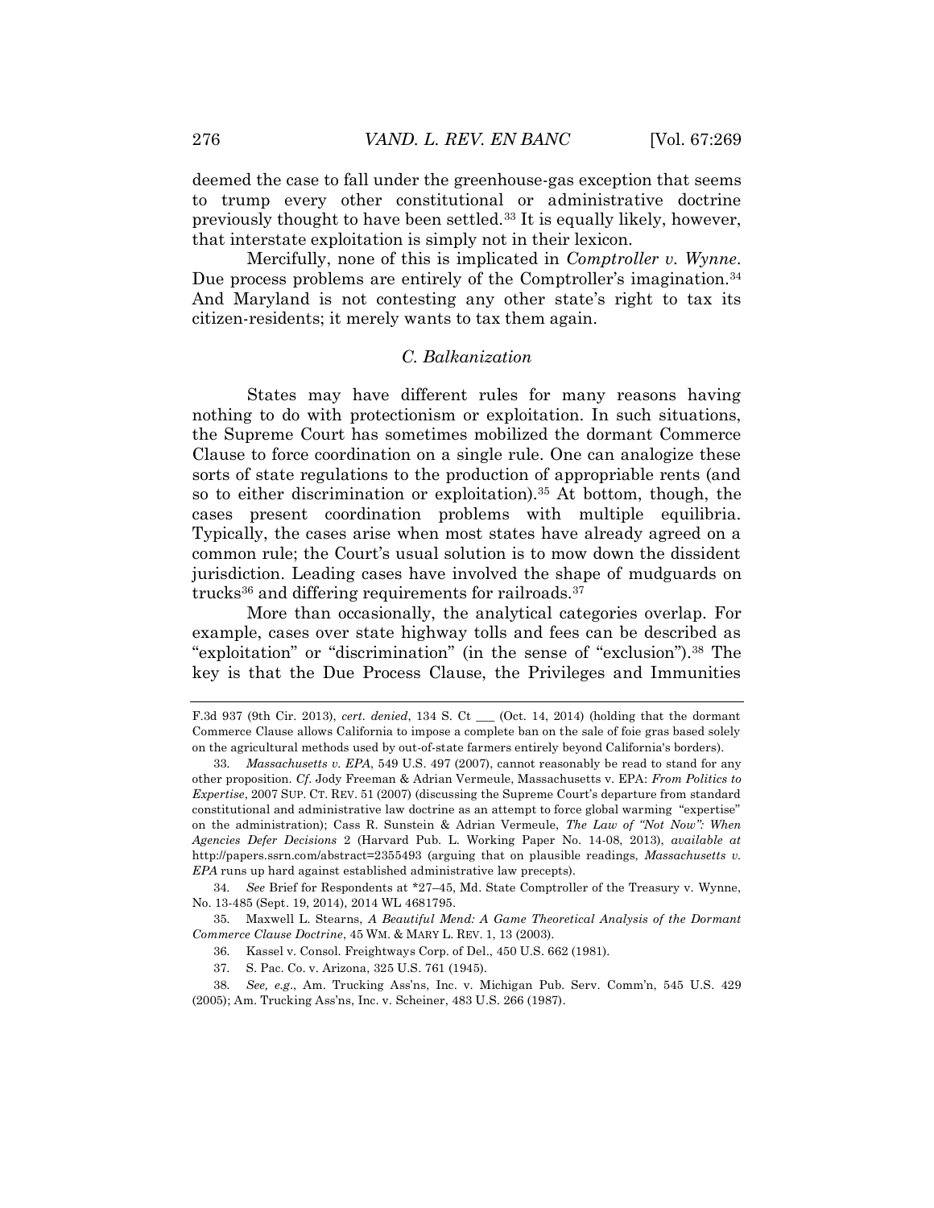deemed the case to fall under the greenhouse-gas exception that seems to trump every other constitutional or administrative doctrine previously thought to have been settled.[33] It is equally likely, however, that interstate exploitation is simply not in their lexicon.

Mercifully, none of this is implicated in *Comptroller v. Wynne*. Due process problems are entirely of the Comptroller's imagination.[34] And Maryland is not contesting any other state's right to tax its citizen-residents; it merely wants to tax them again.

### *C. Balkanization*

States may have different rules for many reasons having nothing to do with protectionism or exploitation. In such situations, the Supreme Court has sometimes mobilized the dormant Commerce Clause to force coordination on a single rule. One can analogize these sorts of state regulations to the production of appropriable rents (and so to either discrimination or exploitation).[35] At bottom, though, the cases present coordination problems with multiple equilibria. Typically, the cases arise when most states have already agreed on a common rule; the Court's usual solution is to mow down the dissident jurisdiction. Leading cases have involved the shape of mudguards on trucks[36] and differing requirements for railroads.[37]

More than occasionally, the analytical categories overlap. For example, cases over state highway tolls and fees can be described as "exploitation" or "discrimination" (in the sense of "exclusion").[38] The key is that the Due Process Clause, the Privileges and Immunities

---

F.3d 937 (9th Cir. 2013), *cert. denied*, 134 S. Ct ___ (Oct. 14, 2014) (holding that the dormant Commerce Clause allows California to impose a complete ban on the sale of foie gras based solely on the agricultural methods used by out-of-state farmers entirely beyond California's borders).

33. *Massachusetts v. EPA*, 549 U.S. 497 (2007), cannot reasonably be read to stand for any other proposition. *Cf.* Jody Freeman & Adrian Vermeule, Massachusetts v. EPA: *From Politics to Expertise*, 2007 SUP. CT. REV. 51 (2007) (discussing the Supreme Court's departure from standard constitutional and administrative law doctrine as an attempt to force global warming "expertise" on the administration); Cass R. Sunstein & Adrian Vermeule, *The Law of "Not Now": When Agencies Defer Decisions* 2 (Harvard Pub. L. Working Paper No. 14-08, 2013), *available at* http://papers.ssrn.com/abstract=2355493 (arguing that on plausible readings, *Massachusetts v. EPA* runs up hard against established administrative law precepts).

34. *See* Brief for Respondents at *27–45, Md. State Comptroller of the Treasury v. Wynne, No. 13-485 (Sept. 19, 2014), 2014 WL 4681795.

35. Maxwell L. Stearns, *A Beautiful Mend: A Game Theoretical Analysis of the Dormant Commerce Clause Doctrine*, 45 WM. & MARY L. REV. 1, 13 (2003).

36. Kassel v. Consol. Freightways Corp. of Del., 450 U.S. 662 (1981).

37. S. Pac. Co. v. Arizona, 325 U.S. 761 (1945).

38. *See, e.g.*, Am. Trucking Ass'ns, Inc. v. Michigan Pub. Serv. Comm'n, 545 U.S. 429 (2005); Am. Trucking Ass'ns, Inc. v. Scheiner, 483 U.S. 266 (1987).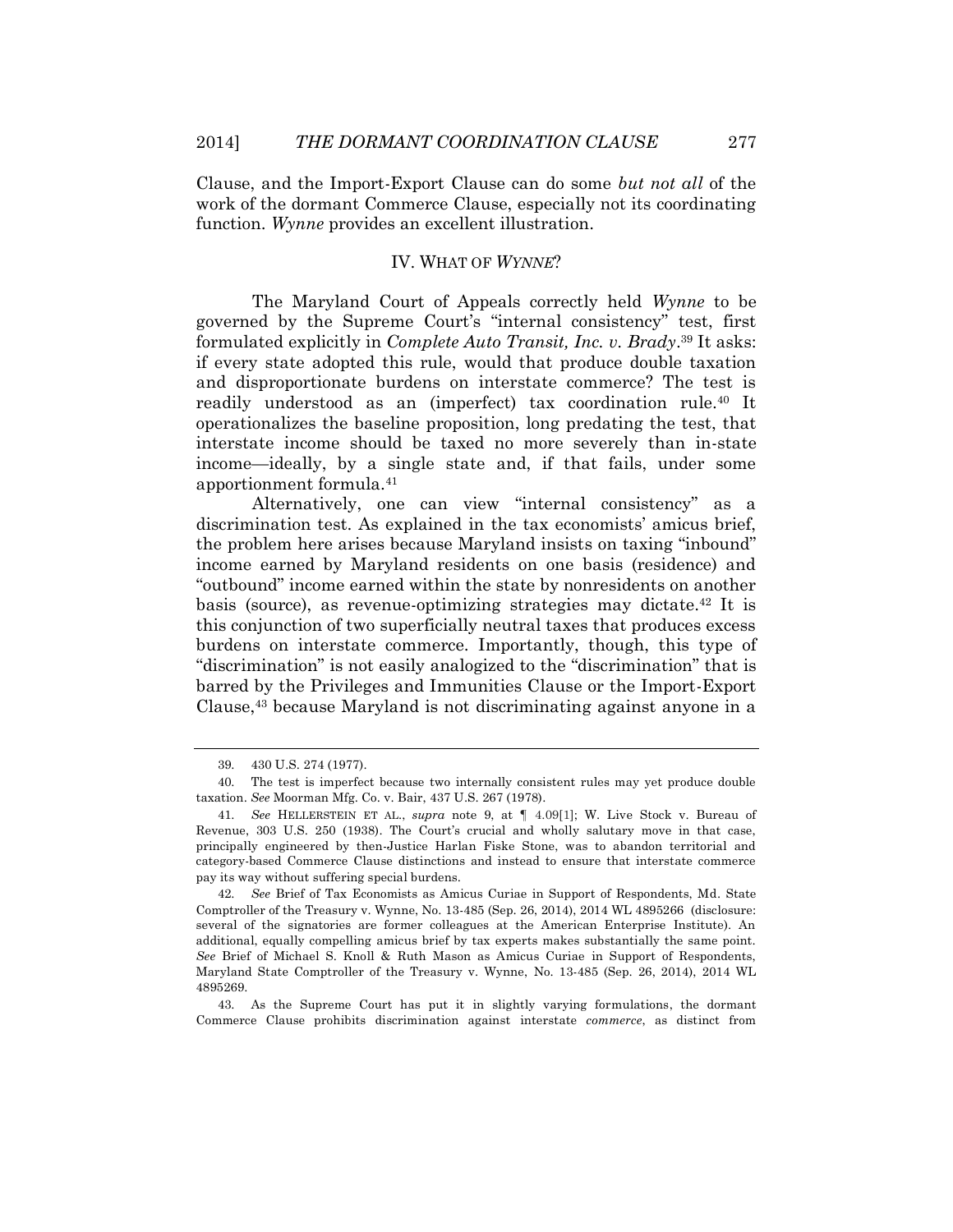Clause, and the Import-Export Clause can do some *but not all* of the work of the dormant Commerce Clause, especially not its coordinating function. *Wynne* provides an excellent illustration.

## IV. WHAT OF *WYNNE*?

The Maryland Court of Appeals correctly held *Wynne* to be governed by the Supreme Court's "internal consistency" test, first formulated explicitly in *Complete Auto Transit, Inc. v. Brady*.[39] It asks: if every state adopted this rule, would that produce double taxation and disproportionate burdens on interstate commerce? The test is readily understood as an (imperfect) tax coordination rule.[40] It operationalizes the baseline proposition, long predating the test, that interstate income should be taxed no more severely than in-state income—ideally, by a single state and, if that fails, under some apportionment formula.[41]

Alternatively, one can view "internal consistency" as a discrimination test. As explained in the tax economists' amicus brief, the problem here arises because Maryland insists on taxing "inbound" income earned by Maryland residents on one basis (residence) and "outbound" income earned within the state by nonresidents on another basis (source), as revenue-optimizing strategies may dictate.[42] It is this conjunction of two superficially neutral taxes that produces excess burdens on interstate commerce. Importantly, though, this type of "discrimination" is not easily analogized to the "discrimination" that is barred by the Privileges and Immunities Clause or the Import-Export Clause,[43] because Maryland is not discriminating against anyone in a

---

39. 430 U.S. 274 (1977).

40. The test is imperfect because two internally consistent rules may yet produce double taxation. *See* Moorman Mfg. Co. v. Bair, 437 U.S. 267 (1978).

41. *See* HELLERSTEIN ET AL., *supra* note 9, at ¶ 4.09[1]; W. Live Stock v. Bureau of Revenue, 303 U.S. 250 (1938). The Court's crucial and wholly salutary move in that case, principally engineered by then-Justice Harlan Fiske Stone, was to abandon territorial and category-based Commerce Clause distinctions and instead to ensure that interstate commerce pay its way without suffering special burdens.

42. *See* Brief of Tax Economists as Amicus Curiae in Support of Respondents, Md. State Comptroller of the Treasury v. Wynne, No. 13-485 (Sep. 26, 2014), 2014 WL 4895266 (disclosure: several of the signatories are former colleagues at the American Enterprise Institute). An additional, equally compelling amicus brief by tax experts makes substantially the same point. *See* Brief of Michael S. Knoll & Ruth Mason as Amicus Curiae in Support of Respondents, Maryland State Comptroller of the Treasury v. Wynne, No. 13-485 (Sep. 26, 2014), 2014 WL 4895269.

43. As the Supreme Court has put it in slightly varying formulations, the dormant Commerce Clause prohibits discrimination against interstate *commerce*, as distinct from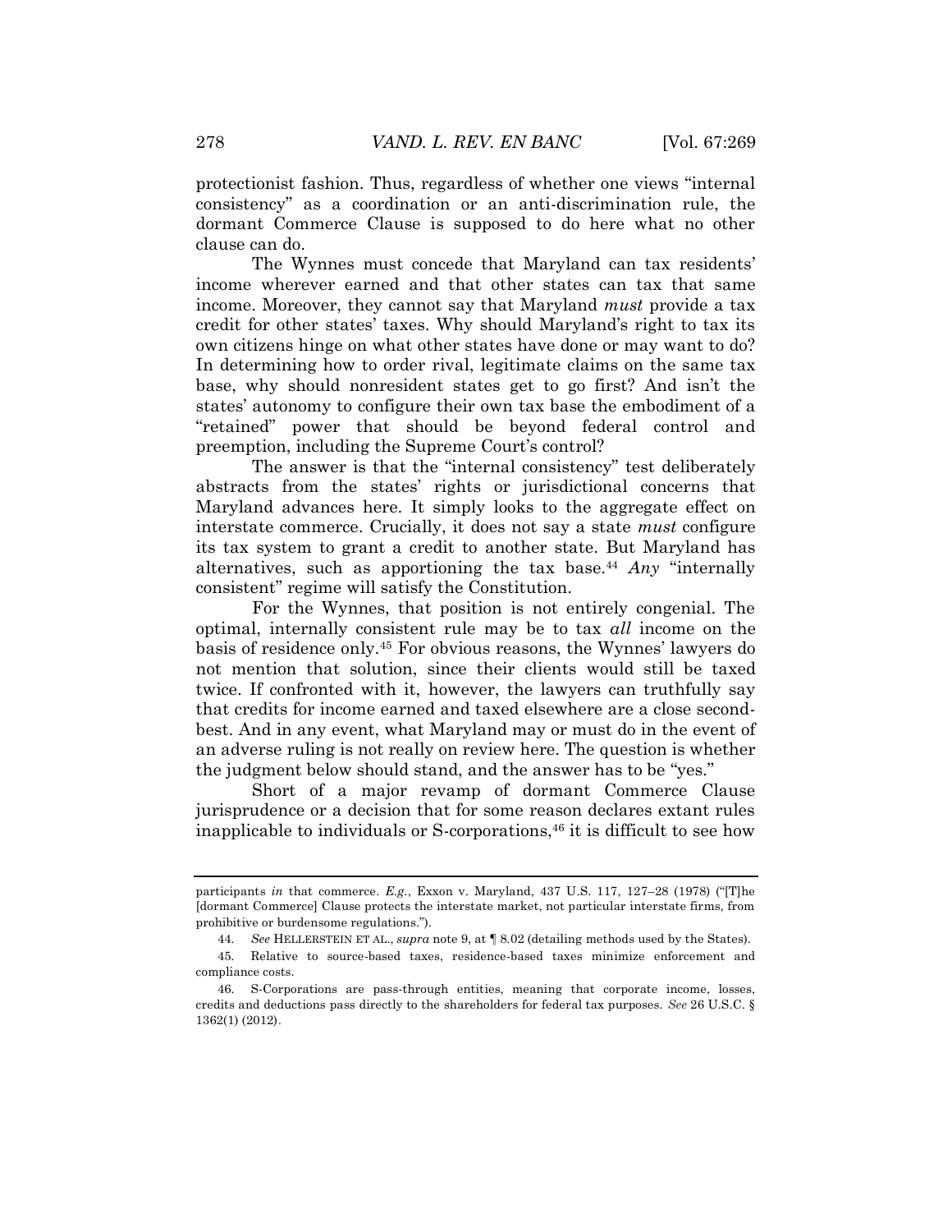protectionist fashion. Thus, regardless of whether one views "internal consistency" as a coordination or an anti-discrimination rule, the dormant Commerce Clause is supposed to do here what no other clause can do.

The Wynnes must concede that Maryland can tax residents' income wherever earned and that other states can tax that same income. Moreover, they cannot say that Maryland *must* provide a tax credit for other states' taxes. Why should Maryland's right to tax its own citizens hinge on what other states have done or may want to do? In determining how to order rival, legitimate claims on the same tax base, why should nonresident states get to go first? And isn't the states' autonomy to configure their own tax base the embodiment of a "retained" power that should be beyond federal control and preemption, including the Supreme Court's control?

The answer is that the "internal consistency" test deliberately abstracts from the states' rights or jurisdictional concerns that Maryland advances here. It simply looks to the aggregate effect on interstate commerce. Crucially, it does not say a state *must* configure its tax system to grant a credit to another state. But Maryland has alternatives, such as apportioning the tax base.[44] *Any* "internally consistent" regime will satisfy the Constitution.

For the Wynnes, that position is not entirely congenial. The optimal, internally consistent rule may be to tax *all* income on the basis of residence only.[45] For obvious reasons, the Wynnes' lawyers do not mention that solution, since their clients would still be taxed twice. If confronted with it, however, the lawyers can truthfully say that credits for income earned and taxed elsewhere are a close second-best. And in any event, what Maryland may or must do in the event of an adverse ruling is not really on review here. The question is whether the judgment below should stand, and the answer has to be "yes."

Short of a major revamp of dormant Commerce Clause jurisprudence or a decision that for some reason declares extant rules inapplicable to individuals or S-corporations,[46] it is difficult to see how

---

participants *in* that commerce. *E.g.*, Exxon v. Maryland, 437 U.S. 117, 127–28 (1978) ("[T]he [dormant Commerce] Clause protects the interstate market, not particular interstate firms, from prohibitive or burdensome regulations.").

44. *See* HELLERSTEIN ET AL., *supra* note 9, at ¶ 8.02 (detailing methods used by the States).

45. Relative to source-based taxes, residence-based taxes minimize enforcement and compliance costs.

46. S-Corporations are pass-through entities, meaning that corporate income, losses, credits and deductions pass directly to the shareholders for federal tax purposes. *See* 26 U.S.C. § 1362(1) (2012).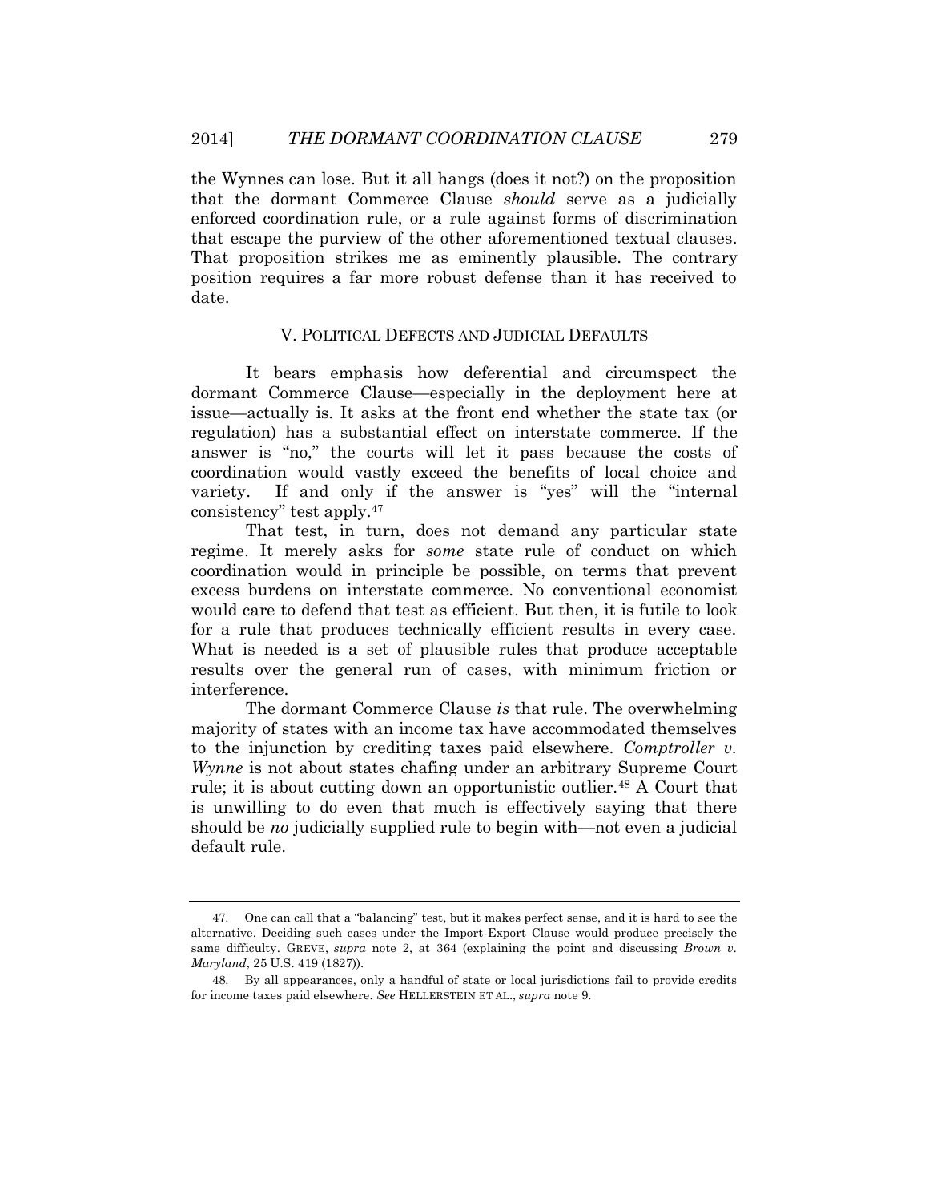the Wynnes can lose. But it all hangs (does it not?) on the proposition that the dormant Commerce Clause *should* serve as a judicially enforced coordination rule, or a rule against forms of discrimination that escape the purview of the other aforementioned textual clauses. That proposition strikes me as eminently plausible. The contrary position requires a far more robust defense than it has received to date.

## V. POLITICAL DEFECTS AND JUDICIAL DEFAULTS

It bears emphasis how deferential and circumspect the dormant Commerce Clause—especially in the deployment here at issue—actually is. It asks at the front end whether the state tax (or regulation) has a substantial effect on interstate commerce. If the answer is "no," the courts will let it pass because the costs of coordination would vastly exceed the benefits of local choice and variety. If and only if the answer is "yes" will the "internal consistency" test apply.[47]

That test, in turn, does not demand any particular state regime. It merely asks for *some* state rule of conduct on which coordination would in principle be possible, on terms that prevent excess burdens on interstate commerce. No conventional economist would care to defend that test as efficient. But then, it is futile to look for a rule that produces technically efficient results in every case. What is needed is a set of plausible rules that produce acceptable results over the general run of cases, with minimum friction or interference.

The dormant Commerce Clause *is* that rule. The overwhelming majority of states with an income tax have accommodated themselves to the injunction by crediting taxes paid elsewhere. *Comptroller v. Wynne* is not about states chafing under an arbitrary Supreme Court rule; it is about cutting down an opportunistic outlier.[48] A Court that is unwilling to do even that much is effectively saying that there should be *no* judicially supplied rule to begin with—not even a judicial default rule.

---

47. One can call that a "balancing" test, but it makes perfect sense, and it is hard to see the alternative. Deciding such cases under the Import-Export Clause would produce precisely the same difficulty. GREVE, *supra* note 2, at 364 (explaining the point and discussing *Brown v. Maryland*, 25 U.S. 419 (1827)).

48. By all appearances, only a handful of state or local jurisdictions fail to provide credits for income taxes paid elsewhere. *See* HELLERSTEIN ET AL., *supra* note 9.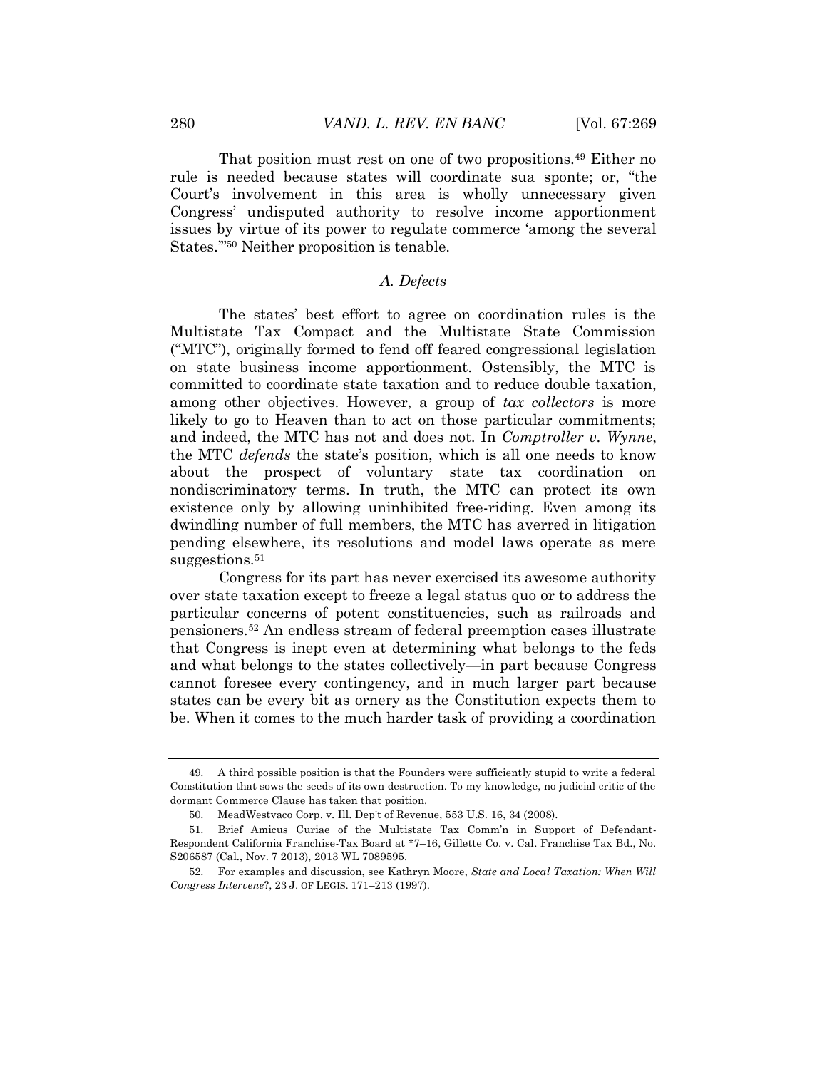That position must rest on one of two propositions.[49] Either no rule is needed because states will coordinate sua sponte; or, "the Court's involvement in this area is wholly unnecessary given Congress' undisputed authority to resolve income apportionment issues by virtue of its power to regulate commerce 'among the several States.'"[50] Neither proposition is tenable.

### *A. Defects*

The states' best effort to agree on coordination rules is the Multistate Tax Compact and the Multistate State Commission ("MTC"), originally formed to fend off feared congressional legislation on state business income apportionment. Ostensibly, the MTC is committed to coordinate state taxation and to reduce double taxation, among other objectives. However, a group of *tax collectors* is more likely to go to Heaven than to act on those particular commitments; and indeed, the MTC has not and does not. In *Comptroller v. Wynne*, the MTC *defends* the state's position, which is all one needs to know about the prospect of voluntary state tax coordination on nondiscriminatory terms. In truth, the MTC can protect its own existence only by allowing uninhibited free-riding. Even among its dwindling number of full members, the MTC has averred in litigation pending elsewhere, its resolutions and model laws operate as mere suggestions.[51]

Congress for its part has never exercised its awesome authority over state taxation except to freeze a legal status quo or to address the particular concerns of potent constituencies, such as railroads and pensioners.[52] An endless stream of federal preemption cases illustrate that Congress is inept even at determining what belongs to the feds and what belongs to the states collectively—in part because Congress cannot foresee every contingency, and in much larger part because states can be every bit as ornery as the Constitution expects them to be. When it comes to the much harder task of providing a coordination

---

49. A third possible position is that the Founders were sufficiently stupid to write a federal Constitution that sows the seeds of its own destruction. To my knowledge, no judicial critic of the dormant Commerce Clause has taken that position.

50. MeadWestvaco Corp. v. Ill. Dep't of Revenue, 553 U.S. 16, 34 (2008).

51. Brief Amicus Curiae of the Multistate Tax Comm'n in Support of Defendant-Respondent California Franchise-Tax Board at *7–16, Gillette Co. v. Cal. Franchise Tax Bd., No. S206587 (Cal., Nov. 7 2013), 2013 WL 7089595.

52. For examples and discussion, see Kathryn Moore, *State and Local Taxation: When Will Congress Intervene*?, 23 J. OF LEGIS. 171–213 (1997).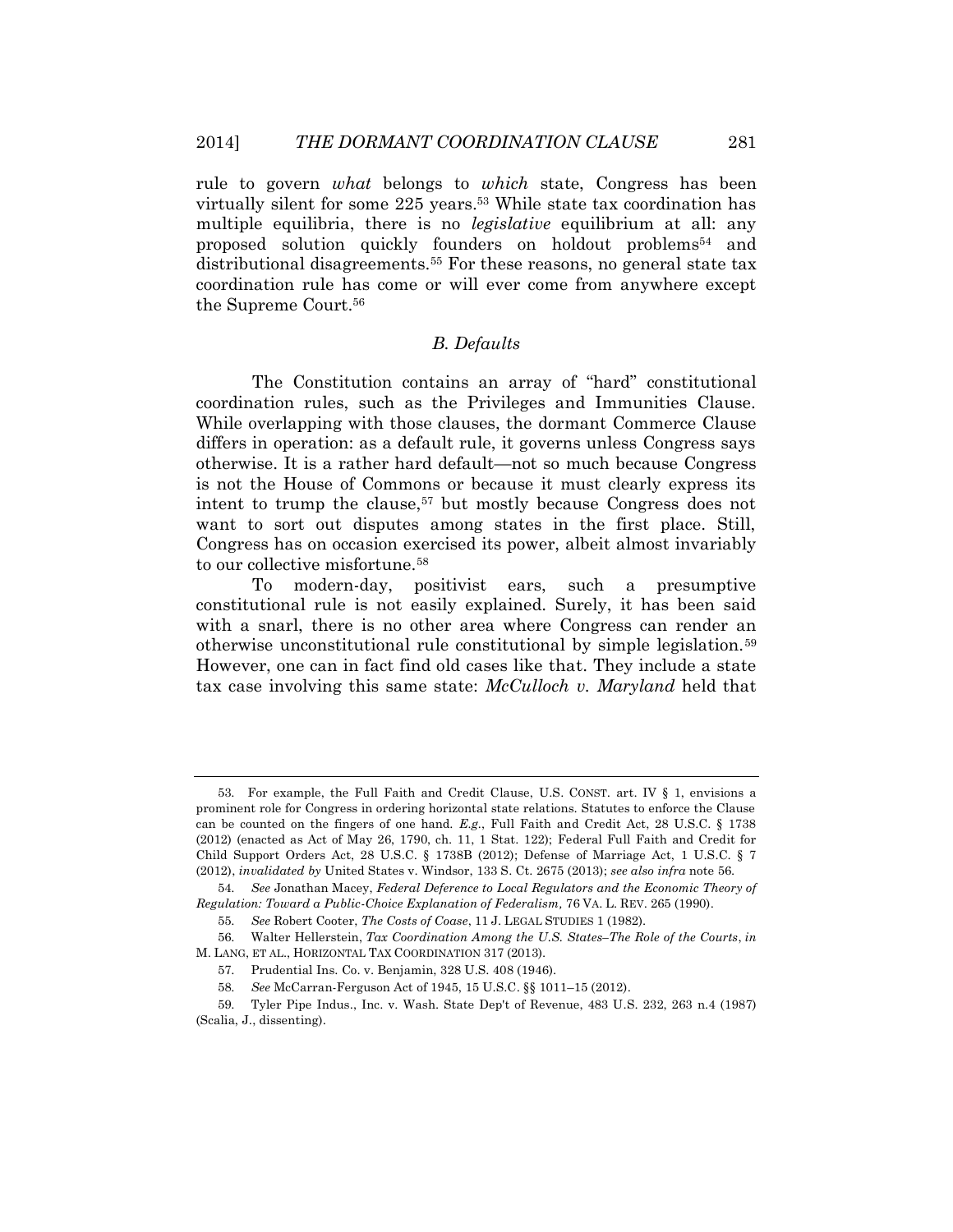rule to govern *what* belongs to *which* state, Congress has been virtually silent for some 225 years.[53] While state tax coordination has multiple equilibria, there is no *legislative* equilibrium at all: any proposed solution quickly founders on holdout problems[54] and distributional disagreements.[55] For these reasons, no general state tax coordination rule has come or will ever come from anywhere except the Supreme Court.[56]

### *B. Defaults*

The Constitution contains an array of "hard" constitutional coordination rules, such as the Privileges and Immunities Clause. While overlapping with those clauses, the dormant Commerce Clause differs in operation: as a default rule, it governs unless Congress says otherwise. It is a rather hard default—not so much because Congress is not the House of Commons or because it must clearly express its intent to trump the clause,[57] but mostly because Congress does not want to sort out disputes among states in the first place. Still, Congress has on occasion exercised its power, albeit almost invariably to our collective misfortune.[58]

To modern-day, positivist ears, such a presumptive constitutional rule is not easily explained. Surely, it has been said with a snarl, there is no other area where Congress can render an otherwise unconstitutional rule constitutional by simple legislation.[59] However, one can in fact find old cases like that. They include a state tax case involving this same state: *McCulloch v. Maryland* held that

---

53. For example, the Full Faith and Credit Clause, U.S. CONST. art. IV § 1, envisions a prominent role for Congress in ordering horizontal state relations. Statutes to enforce the Clause can be counted on the fingers of one hand. *E.g.*, Full Faith and Credit Act, 28 U.S.C. § 1738 (2012) (enacted as Act of May 26, 1790, ch. 11, 1 Stat. 122); Federal Full Faith and Credit for Child Support Orders Act, 28 U.S.C. § 1738B (2012); Defense of Marriage Act, 1 U.S.C. § 7 (2012), *invalidated by* United States v. Windsor, 133 S. Ct. 2675 (2013); *see also infra* note 56.

54. *See* Jonathan Macey, *Federal Deference to Local Regulators and the Economic Theory of Regulation: Toward a Public-Choice Explanation of Federalism,* 76 VA. L. REV. 265 (1990).

55. *See* Robert Cooter, *The Costs of Coase*, 11 J. LEGAL STUDIES 1 (1982).

56. Walter Hellerstein, *Tax Coordination Among the U.S. States–The Role of the Courts*, *in* M. LANG, ET AL., HORIZONTAL TAX COORDINATION 317 (2013).

57. Prudential Ins. Co. v. Benjamin, 328 U.S. 408 (1946).

58. *See* McCarran-Ferguson Act of 1945, 15 U.S.C. §§ 1011–15 (2012).

59. Tyler Pipe Indus., Inc. v. Wash. State Dep't of Revenue, 483 U.S. 232, 263 n.4 (1987) (Scalia, J., dissenting).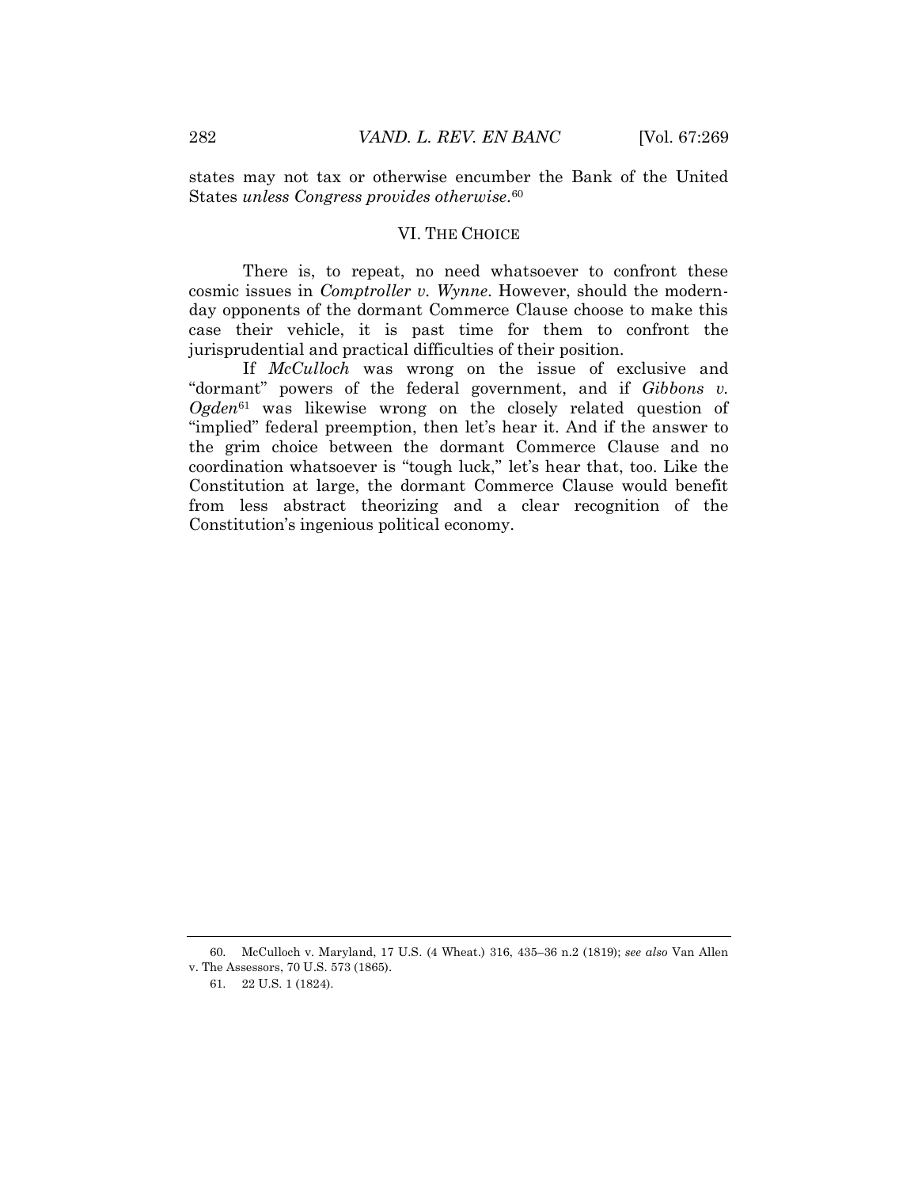states may not tax or otherwise encumber the Bank of the United States *unless Congress provides otherwise*.[60]

## VI. THE CHOICE

There is, to repeat, no need whatsoever to confront these cosmic issues in *Comptroller v. Wynne*. However, should the modern-day opponents of the dormant Commerce Clause choose to make this case their vehicle, it is past time for them to confront the jurisprudential and practical difficulties of their position.

If *McCulloch* was wrong on the issue of exclusive and "dormant" powers of the federal government, and if *Gibbons v. Ogden*[61] was likewise wrong on the closely related question of "implied" federal preemption, then let's hear it. And if the answer to the grim choice between the dormant Commerce Clause and no coordination whatsoever is "tough luck," let's hear that, too. Like the Constitution at large, the dormant Commerce Clause would benefit from less abstract theorizing and a clear recognition of the Constitution's ingenious political economy.

---

60. McCulloch v. Maryland, 17 U.S. (4 Wheat.) 316, 435–36 n.2 (1819); *see also* Van Allen v. The Assessors, 70 U.S. 573 (1865).

61. 22 U.S. 1 (1824).